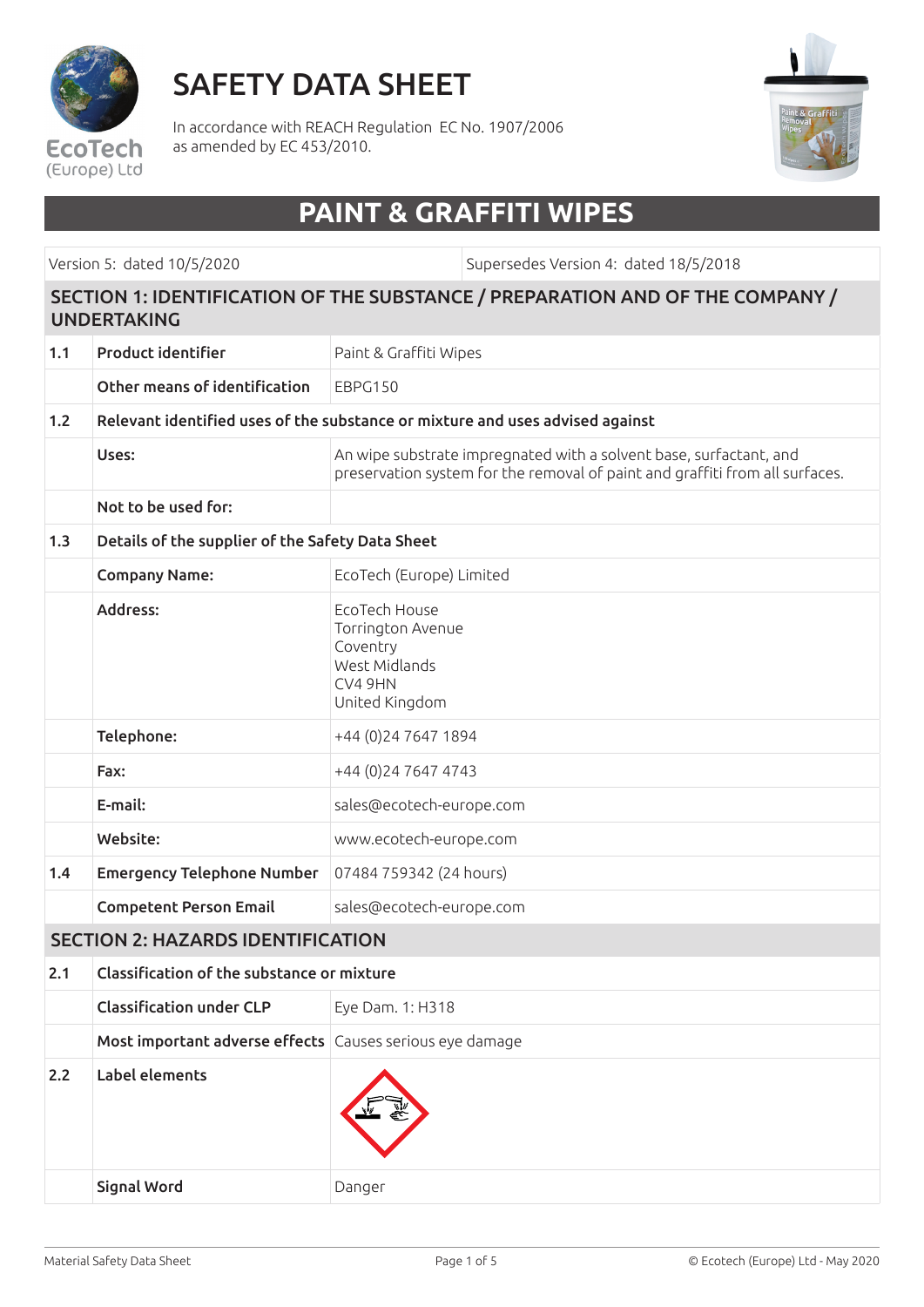# SAFETY DATA SHEET

In accordance with REACH Regulation EC No. 1907/2006
as amended by EC 453/2010.

EcoTech (Europe) Ltd

## PAINT & GRAFFITI WIPES

| Version 5: dated 10/5/2020 | Supersedes Version 4: dated 18/5/2018 |
|---|---|

## SECTION 1: IDENTIFICATION OF THE SUBSTANCE / PREPARATION AND OF THE COMPANY / UNDERTAKING

| | | |
|---|---|---|
| **1.1** | **Product identifier** | Paint & Graffiti Wipes |
| | **Other means of identification** | EBPG150 |
| **1.2** | **Relevant identified uses of the substance or mixture and uses advised against** | |
| | **Uses:** | An wipe substrate impregnated with a solvent base, surfactant, and preservation system for the removal of paint and graffiti from all surfaces. |
| | **Not to be used for:** | |
| **1.3** | **Details of the supplier of the Safety Data Sheet** | |
| | **Company Name:** | EcoTech (Europe) Limited |
| | **Address:** | EcoTech House<br>Torrington Avenue<br>Coventry<br>West Midlands<br>CV4 9HN<br>United Kingdom |
| | **Telephone:** | +44 (0)24 7647 1894 |
| | **Fax:** | +44 (0)24 7647 4743 |
| | **E-mail:** | sales@ecotech-europe.com |
| | **Website:** | www.ecotech-europe.com |
| **1.4** | **Emergency Telephone Number** | 07484 759342 (24 hours) |
| | **Competent Person Email** | sales@ecotech-europe.com |

## SECTION 2: HAZARDS IDENTIFICATION

| | | |
|---|---|---|
| **2.1** | **Classification of the substance or mixture** | |
| | **Classification under CLP** | Eye Dam. 1: H318 |
| | **Most important adverse effects** | Causes serious eye damage |
| **2.2** | **Label elements** | |
| | **Signal Word** | Danger |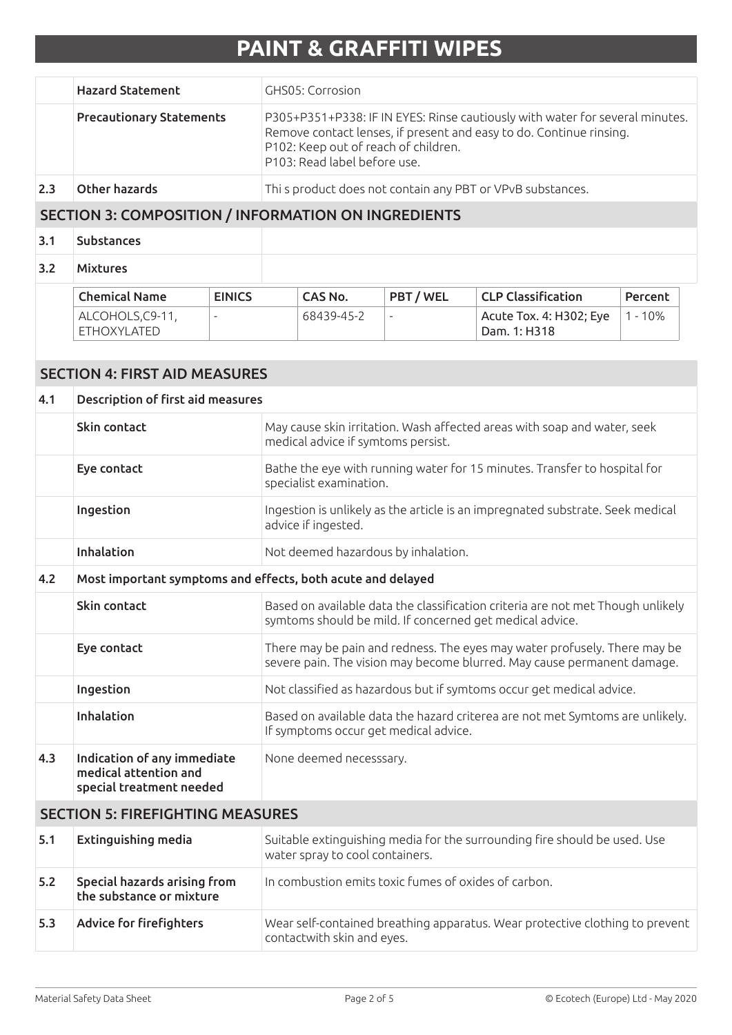# PAINT & GRAFFITI WIPES

| | | |
|---|---|---|
| | **Hazard Statement** | GHS05: Corrosion |
| | **Precautionary Statements** | P305+P351+P338: IF IN EYES: Rinse cautiously with water for several minutes. Remove contact lenses, if present and easy to do. Continue rinsing.<br>P102: Keep out of reach of children.<br>P103: Read label before use. |
| **2.3** | **Other hazards** | Thi s product does not contain any PBT or VPvB substances. |

## SECTION 3: COMPOSITION / INFORMATION ON INGREDIENTS

**3.1 Substances**

**3.2 Mixtures**

| Chemical Name | EINICS | CAS No. | PBT / WEL | CLP Classification | Percent |
|---|---|---|---|---|---|
| ALCOHOLS,C9-11, ETHOXYLATED | - | 68439-45-2 | - | Acute Tox. 4: H302; Eye Dam. 1: H318 | 1 - 10% |

## SECTION 4: FIRST AID MEASURES

**4.1 Description of first aid measures**

| | | |
|---|---|---|
| | **Skin contact** | May cause skin irritation. Wash affected areas with soap and water, seek medical advice if symtoms persist. |
| | **Eye contact** | Bathe the eye with running water for 15 minutes. Transfer to hospital for specialist examination. |
| | **Ingestion** | Ingestion is unlikely as the article is an impregnated substrate. Seek medical advice if ingested. |
| | **Inhalation** | Not deemed hazardous by inhalation. |

**4.2 Most important symptoms and effects, both acute and delayed**

| | | |
|---|---|---|
| | **Skin contact** | Based on available data the classification criteria are not met Though unlikely symtoms should be mild. If concerned get medical advice. |
| | **Eye contact** | There may be pain and redness. The eyes may water profusely. There may be severe pain. The vision may become blurred. May cause permanent damage. |
| | **Ingestion** | Not classified as hazardous but if symtoms occur get medical advice. |
| | **Inhalation** | Based on available data the hazard criterea are not met Symtoms are unlikely. If symptoms occur get medical advice. |
| **4.3** | **Indication of any immediate medical attention and special treatment needed** | None deemed necesssary. |

## SECTION 5: FIREFIGHTING MEASURES

| | | |
|---|---|---|
| **5.1** | **Extinguishing media** | Suitable extinguishing media for the surrounding fire should be used. Use water spray to cool containers. |
| **5.2** | **Special hazards arising from the substance or mixture** | In combustion emits toxic fumes of oxides of carbon. |
| **5.3** | **Advice for firefighters** | Wear self-contained breathing apparatus. Wear protective clothing to prevent contactwith skin and eyes. |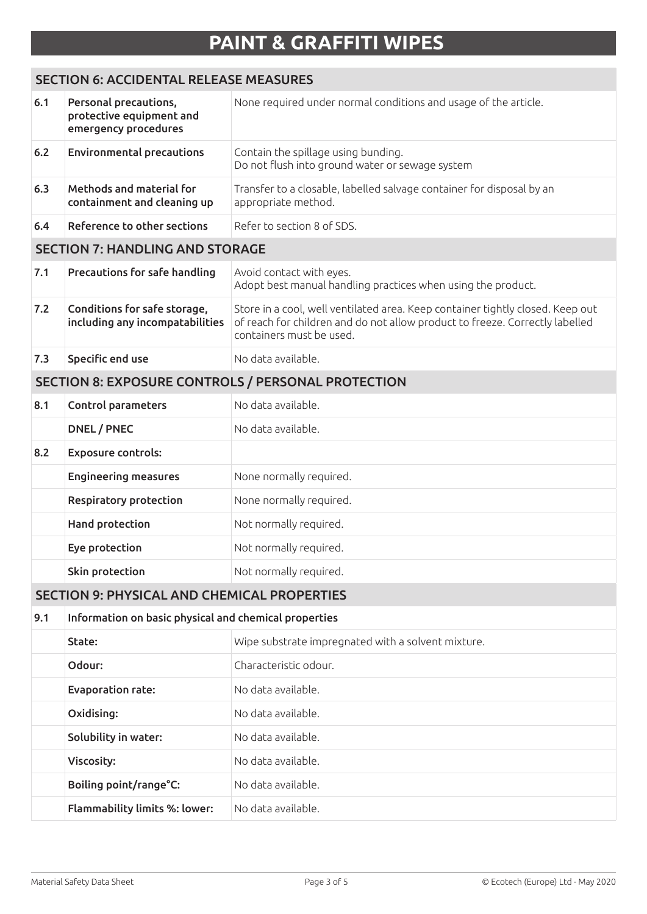# PAINT & GRAFFITI WIPES

## SECTION 6: ACCIDENTAL RELEASE MEASURES

| | | |
|---|---|---|
| **6.1** | **Personal precautions, protective equipment and emergency procedures** | None required under normal conditions and usage of the article. |
| **6.2** | **Environmental precautions** | Contain the spillage using bunding.<br>Do not flush into ground water or sewage system |
| **6.3** | **Methods and material for containment and cleaning up** | Transfer to a closable, labelled salvage container for disposal by an appropriate method. |
| **6.4** | **Reference to other sections** | Refer to section 8 of SDS. |

## SECTION 7: HANDLING AND STORAGE

| | | |
|---|---|---|
| **7.1** | **Precautions for safe handling** | Avoid contact with eyes.<br>Adopt best manual handling practices when using the product. |
| **7.2** | **Conditions for safe storage, including any incompatabilities** | Store in a cool, well ventilated area. Keep container tightly closed. Keep out of reach for children and do not allow product to freeze. Correctly labelled containers must be used. |
| **7.3** | **Specific end use** | No data available. |

## SECTION 8: EXPOSURE CONTROLS / PERSONAL PROTECTION

| | | |
|---|---|---|
| **8.1** | **Control parameters** | No data available. |
| | **DNEL / PNEC** | No data available. |
| **8.2** | **Exposure controls:** | |
| | **Engineering measures** | None normally required. |
| | **Respiratory protection** | None normally required. |
| | **Hand protection** | Not normally required. |
| | **Eye protection** | Not normally required. |
| | **Skin protection** | Not normally required. |

## SECTION 9: PHYSICAL AND CHEMICAL PROPERTIES

| | | |
|---|---|---|
| **9.1** | **Information on basic physical and chemical properties** | |
| | **State:** | Wipe substrate impregnated with a solvent mixture. |
| | **Odour:** | Characteristic odour. |
| | **Evaporation rate:** | No data available. |
| | **Oxidising:** | No data available. |
| | **Solubility in water:** | No data available. |
| | **Viscosity:** | No data available. |
| | **Boiling point/range°C:** | No data available. |
| | **Flammability limits %: lower:** | No data available. |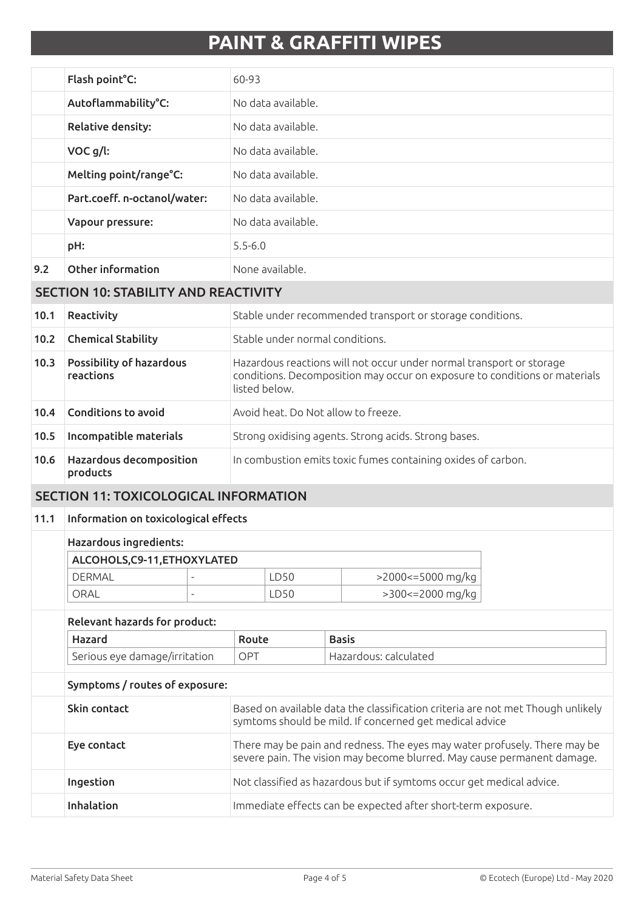# PAINT & GRAFFITI WIPES

| | | |
|---|---|---|
| | **Flash point°C:** | 60-93 |
| | **Autoflammability°C:** | No data available. |
| | **Relative density:** | No data available. |
| | **VOC g/l:** | No data available. |
| | **Melting point/range°C:** | No data available. |
| | **Part.coeff. n-octanol/water:** | No data available. |
| | **Vapour pressure:** | No data available. |
| | **pH:** | 5.5-6.0 |
| **9.2** | **Other information** | None available. |

## SECTION 10: STABILITY AND REACTIVITY

| | | |
|---|---|---|
| **10.1** | **Reactivity** | Stable under recommended transport or storage conditions. |
| **10.2** | **Chemical Stability** | Stable under normal conditions. |
| **10.3** | **Possibility of hazardous reactions** | Hazardous reactions will not occur under normal transport or storage conditions. Decomposition may occur on exposure to conditions or materials listed below. |
| **10.4** | **Conditions to avoid** | Avoid heat. Do Not allow to freeze. |
| **10.5** | **Incompatible materials** | Strong oxidising agents. Strong acids. Strong bases. |
| **10.6** | **Hazardous decomposition products** | In combustion emits toxic fumes containing oxides of carbon. |

## SECTION 11: TOXICOLOGICAL INFORMATION

**11.1 Information on toxicological effects**

**Hazardous ingredients:**

| ALCOHOLS,C9-11,ETHOXYLATED | | | |
|---|---|---|---|
| DERMAL | - | LD50 | >2000<=5000 mg/kg |
| ORAL | - | LD50 | >300<=2000 mg/kg |

**Relevant hazards for product:**

| Hazard | Route | Basis |
|---|---|---|
| Serious eye damage/irritation | OPT | Hazardous: calculated |

**Symptoms / routes of exposure:**

| | |
|---|---|
| **Skin contact** | Based on available data the classification criteria are not met Though unlikely symtoms should be mild. If concerned get medical advice |
| **Eye contact** | There may be pain and redness. The eyes may water profusely. There may be severe pain. The vision may become blurred. May cause permanent damage. |
| **Ingestion** | Not classified as hazardous but if symtoms occur get medical advice. |
| **Inhalation** | Immediate effects can be expected after short-term exposure. |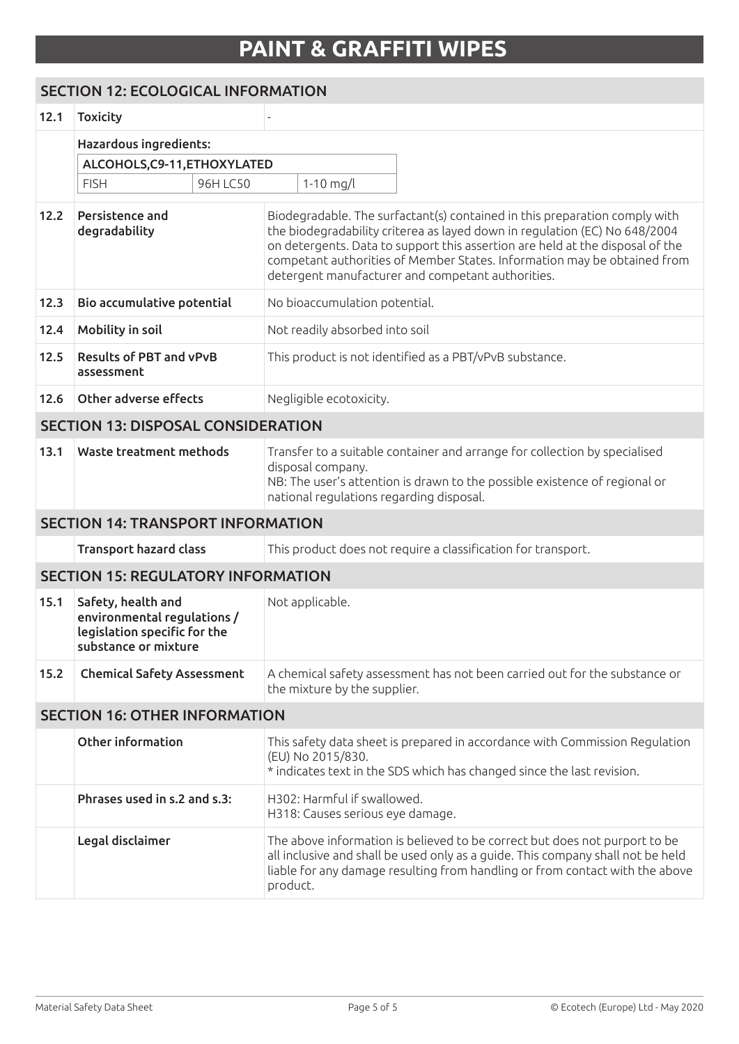# PAINT & GRAFFITI WIPES

## SECTION 12: ECOLOGICAL INFORMATION

| | | |
|---|---|---|
| 12.1 | Toxicity | - |

**Hazardous ingredients:**

| ALCOHOLS,C9-11,ETHOXYLATED | | |
|---|---|---|
| FISH | 96H LC50 | 1-10 mg/l |

| | | |
|---|---|---|
| 12.2 | **Persistence and degradability** | Biodegradable. The surfactant(s) contained in this preparation comply with the biodegradability criterea as layed down in regulation (EC) No 648/2004 on detergents. Data to support this assertion are held at the disposal of the competant authorities of Member States. Information may be obtained from detergent manufacturer and competant authorities. |
| 12.3 | **Bio accumulative potential** | No bioaccumulation potential. |
| 12.4 | **Mobility in soil** | Not readily absorbed into soil |
| 12.5 | **Results of PBT and vPvB assessment** | This product is not identified as a PBT/vPvB substance. |
| 12.6 | **Other adverse effects** | Negligible ecotoxicity. |

## SECTION 13: DISPOSAL CONSIDERATION

| | | |
|---|---|---|
| 13.1 | **Waste treatment methods** | Transfer to a suitable container and arrange for collection by specialised disposal company.<br>NB: The user's attention is drawn to the possible existence of regional or national regulations regarding disposal. |

## SECTION 14: TRANSPORT INFORMATION

| | | |
|---|---|---|
| | **Transport hazard class** | This product does not require a classification for transport. |

## SECTION 15: REGULATORY INFORMATION

| | | |
|---|---|---|
| 15.1 | **Safety, health and environmental regulations / legislation specific for the substance or mixture** | Not applicable. |
| 15.2 | **Chemical Safety Assessment** | A chemical safety assessment has not been carried out for the substance or the mixture by the supplier. |

## SECTION 16: OTHER INFORMATION

| | | |
|---|---|---|
| | **Other information** | This safety data sheet is prepared in accordance with Commission Regulation (EU) No 2015/830.<br>* indicates text in the SDS which has changed since the last revision. |
| | **Phrases used in s.2 and s.3:** | H302: Harmful if swallowed.<br>H318: Causes serious eye damage. |
| | **Legal disclaimer** | The above information is believed to be correct but does not purport to be all inclusive and shall be used only as a guide. This company shall not be held liable for any damage resulting from handling or from contact with the above product. |